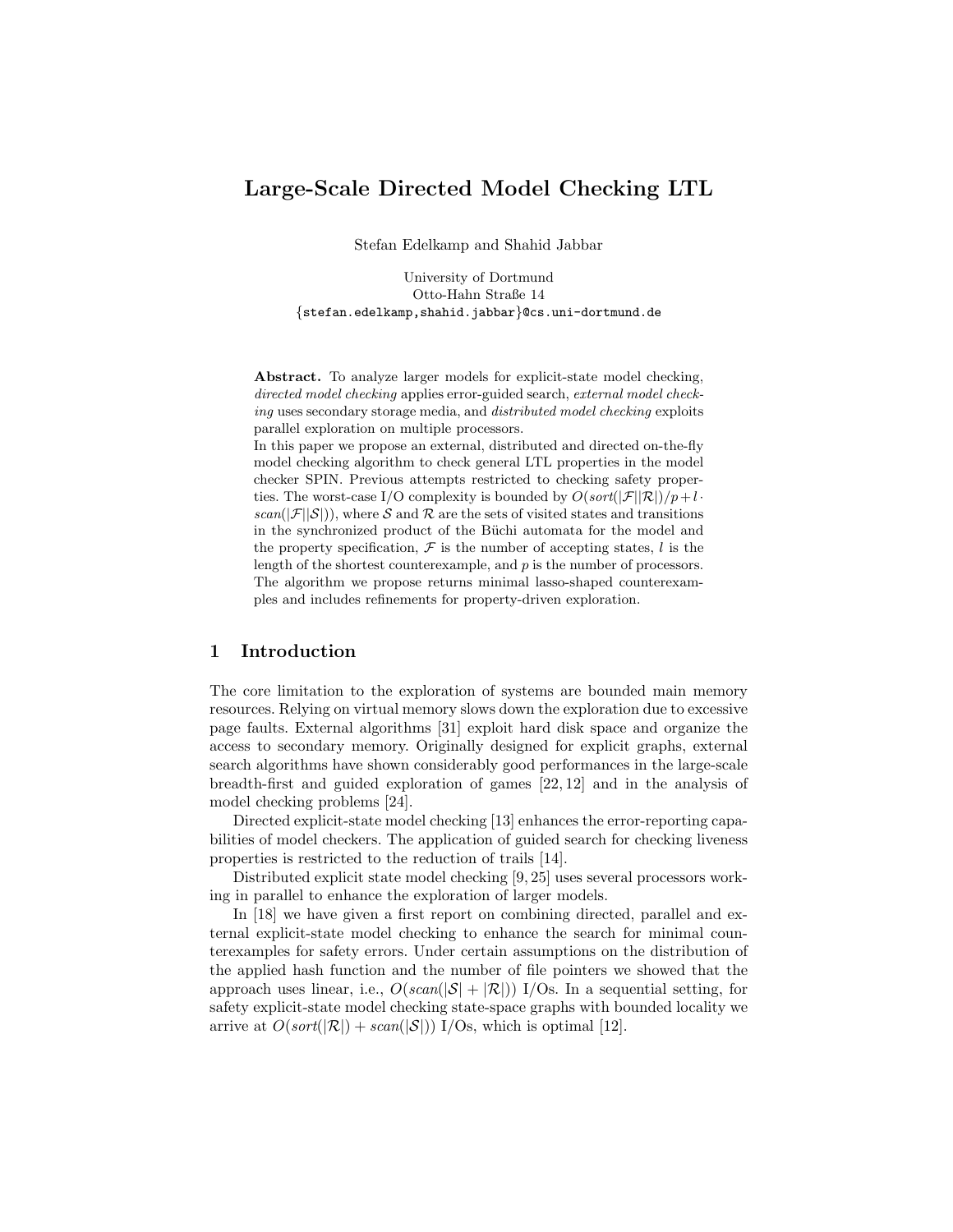# Large-Scale Directed Model Checking LTL

Stefan Edelkamp and Shahid Jabbar

University of Dortmund
Otto-Hahn Straße 14
{stefan.edelkamp,shahid.jabbar}@cs.uni-dortmund.de

**Abstract.** To analyze larger models for explicit-state model checking, *directed model checking* applies error-guided search, *external model checking* uses secondary storage media, and *distributed model checking* exploits parallel exploration on multiple processors.
In this paper we propose an external, distributed and directed on-the-fly model checking algorithm to check general LTL properties in the model checker SPIN. Previous attempts restricted to checking safety properties. The worst-case I/O complexity is bounded by $O(sort(|\mathcal{F}||\mathcal{R}|)/p + l \cdot scan(|\mathcal{F}||\mathcal{S}|))$, where $\mathcal{S}$ and $\mathcal{R}$ are the sets of visited states and transitions in the synchronized product of the Büchi automata for the model and the property specification, $\mathcal{F}$ is the number of accepting states, $l$ is the length of the shortest counterexample, and $p$ is the number of processors. The algorithm we propose returns minimal lasso-shaped counterexamples and includes refinements for property-driven exploration.

## 1 Introduction

The core limitation to the exploration of systems are bounded main memory resources. Relying on virtual memory slows down the exploration due to excessive page faults. External algorithms [31] exploit hard disk space and organize the access to secondary memory. Originally designed for explicit graphs, external search algorithms have shown considerably good performances in the large-scale breadth-first and guided exploration of games [22, 12] and in the analysis of model checking problems [24].

Directed explicit-state model checking [13] enhances the error-reporting capabilities of model checkers. The application of guided search for checking liveness properties is restricted to the reduction of trails [14].

Distributed explicit state model checking [9, 25] uses several processors working in parallel to enhance the exploration of larger models.

In [18] we have given a first report on combining directed, parallel and external explicit-state model checking to enhance the search for minimal counterexamples for safety errors. Under certain assumptions on the distribution of the applied hash function and the number of file pointers we showed that the approach uses linear, i.e., $O(scan(|\mathcal{S}| + |\mathcal{R}|))$ I/Os. In a sequential setting, for safety explicit-state model checking state-space graphs with bounded locality we arrive at $O(sort(|\mathcal{R}|) + scan(|\mathcal{S}|))$ I/Os, which is optimal [12].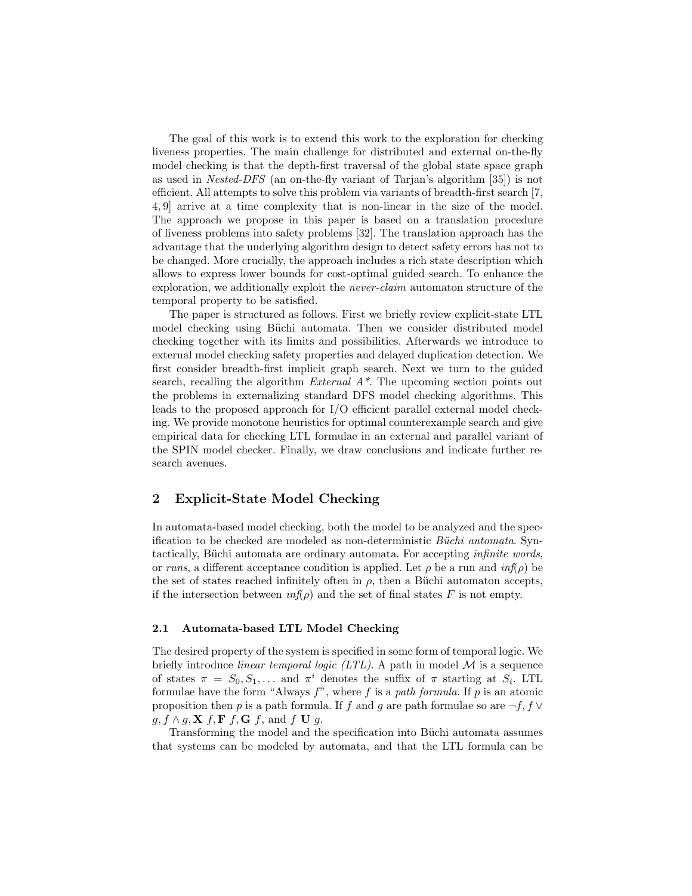The goal of this work is to extend this work to the exploration for checking liveness properties. The main challenge for distributed and external on-the-fly model checking is that the depth-first traversal of the global state space graph as used in *Nested-DFS* (an on-the-fly variant of Tarjan's algorithm [35]) is not efficient. All attempts to solve this problem via variants of breadth-first search [7, 4, 9] arrive at a time complexity that is non-linear in the size of the model. The approach we propose in this paper is based on a translation procedure of liveness problems into safety problems [32]. The translation approach has the advantage that the underlying algorithm design to detect safety errors has not to be changed. More crucially, the approach includes a rich state description which allows to express lower bounds for cost-optimal guided search. To enhance the exploration, we additionally exploit the *never-claim* automaton structure of the temporal property to be satisfied.

The paper is structured as follows. First we briefly review explicit-state LTL model checking using Büchi automata. Then we consider distributed model checking together with its limits and possibilities. Afterwards we introduce to external model checking safety properties and delayed duplication detection. We first consider breadth-first implicit graph search. Next we turn to the guided search, recalling the algorithm *External A\**. The upcoming section points out the problems in externalizing standard DFS model checking algorithms. This leads to the proposed approach for I/O efficient parallel external model checking. We provide monotone heuristics for optimal counterexample search and give empirical data for checking LTL formulae in an external and parallel variant of the SPIN model checker. Finally, we draw conclusions and indicate further research avenues.

## 2 Explicit-State Model Checking

In automata-based model checking, both the model to be analyzed and the specification to be checked are modeled as non-deterministic *Büchi automata*. Syntactically, Büchi automata are ordinary automata. For accepting *infinite words*, or *runs*, a different acceptance condition is applied. Let $\rho$ be a run and $inf(\rho)$ be the set of states reached infinitely often in $\rho$, then a Büchi automaton accepts, if the intersection between $inf(\rho)$ and the set of final states $F$ is not empty.

### 2.1 Automata-based LTL Model Checking

The desired property of the system is specified in some form of temporal logic. We briefly introduce *linear temporal logic (LTL)*. A path in model $\mathcal{M}$ is a sequence of states $\pi = S_0, S_1, \ldots$ and $\pi^i$ denotes the suffix of $\pi$ starting at $S_i$. LTL formulae have the form "Always $f$", where $f$ is a *path formula*. If $p$ is an atomic proposition then $p$ is a path formula. If $f$ and $g$ are path formulae so are $\neg f, f \vee g, f \wedge g, \mathbf{X}\ f, \mathbf{F}\ f, \mathbf{G}\ f$, and $f\ \mathbf{U}\ g$.

Transforming the model and the specification into Büchi automata assumes that systems can be modeled by automata, and that the LTL formula can be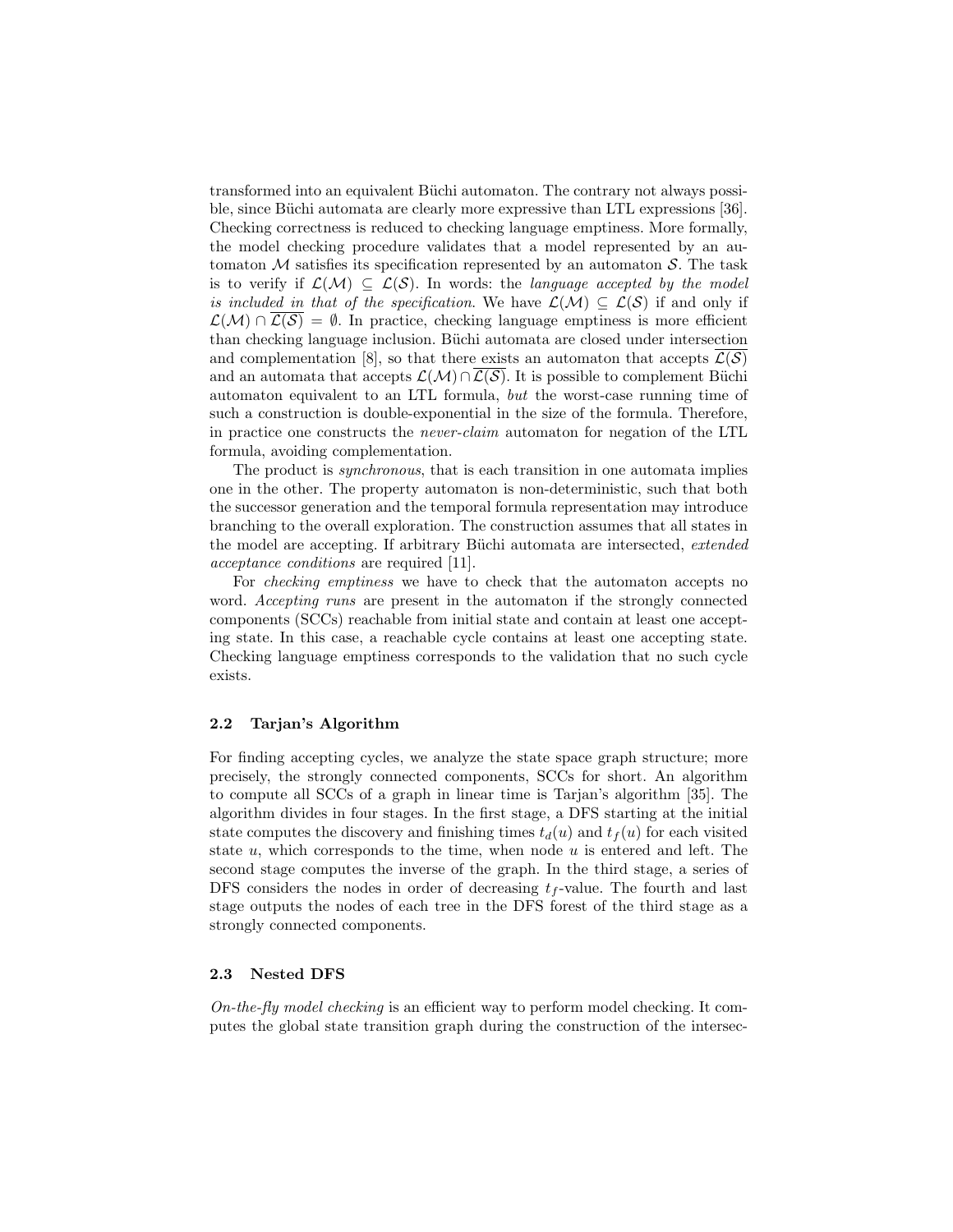transformed into an equivalent Büchi automaton. The contrary not always possible, since Büchi automata are clearly more expressive than LTL expressions [36]. Checking correctness is reduced to checking language emptiness. More formally, the model checking procedure validates that a model represented by an automaton $\mathcal{M}$ satisfies its specification represented by an automaton $\mathcal{S}$. The task is to verify if $\mathcal{L}(\mathcal{M}) \subseteq \mathcal{L}(\mathcal{S})$. In words: the *language accepted by the model is included in that of the specification*. We have $\mathcal{L}(\mathcal{M}) \subseteq \mathcal{L}(\mathcal{S})$ if and only if $\mathcal{L}(\mathcal{M}) \cap \overline{\mathcal{L}(\mathcal{S})} = \emptyset$. In practice, checking language emptiness is more efficient than checking language inclusion. Büchi automata are closed under intersection and complementation [8], so that there exists an automaton that accepts $\overline{\mathcal{L}(\mathcal{S})}$ and an automata that accepts $\mathcal{L}(\mathcal{M}) \cap \overline{\mathcal{L}(\mathcal{S})}$. It is possible to complement Büchi automaton equivalent to an LTL formula, *but* the worst-case running time of such a construction is double-exponential in the size of the formula. Therefore, in practice one constructs the *never-claim* automaton for negation of the LTL formula, avoiding complementation.

The product is *synchronous*, that is each transition in one automata implies one in the other. The property automaton is non-deterministic, such that both the successor generation and the temporal formula representation may introduce branching to the overall exploration. The construction assumes that all states in the model are accepting. If arbitrary Büchi automata are intersected, *extended acceptance conditions* are required [11].

For *checking emptiness* we have to check that the automaton accepts no word. *Accepting runs* are present in the automaton if the strongly connected components (SCCs) reachable from initial state and contain at least one accepting state. In this case, a reachable cycle contains at least one accepting state. Checking language emptiness corresponds to the validation that no such cycle exists.

### 2.2 Tarjan's Algorithm

For finding accepting cycles, we analyze the state space graph structure; more precisely, the strongly connected components, SCCs for short. An algorithm to compute all SCCs of a graph in linear time is Tarjan's algorithm [35]. The algorithm divides in four stages. In the first stage, a DFS starting at the initial state computes the discovery and finishing times $t_d(u)$ and $t_f(u)$ for each visited state $u$, which corresponds to the time, when node $u$ is entered and left. The second stage computes the inverse of the graph. In the third stage, a series of DFS considers the nodes in order of decreasing $t_f$-value. The fourth and last stage outputs the nodes of each tree in the DFS forest of the third stage as a strongly connected components.

### 2.3 Nested DFS

*On-the-fly model checking* is an efficient way to perform model checking. It computes the global state transition graph during the construction of the intersec-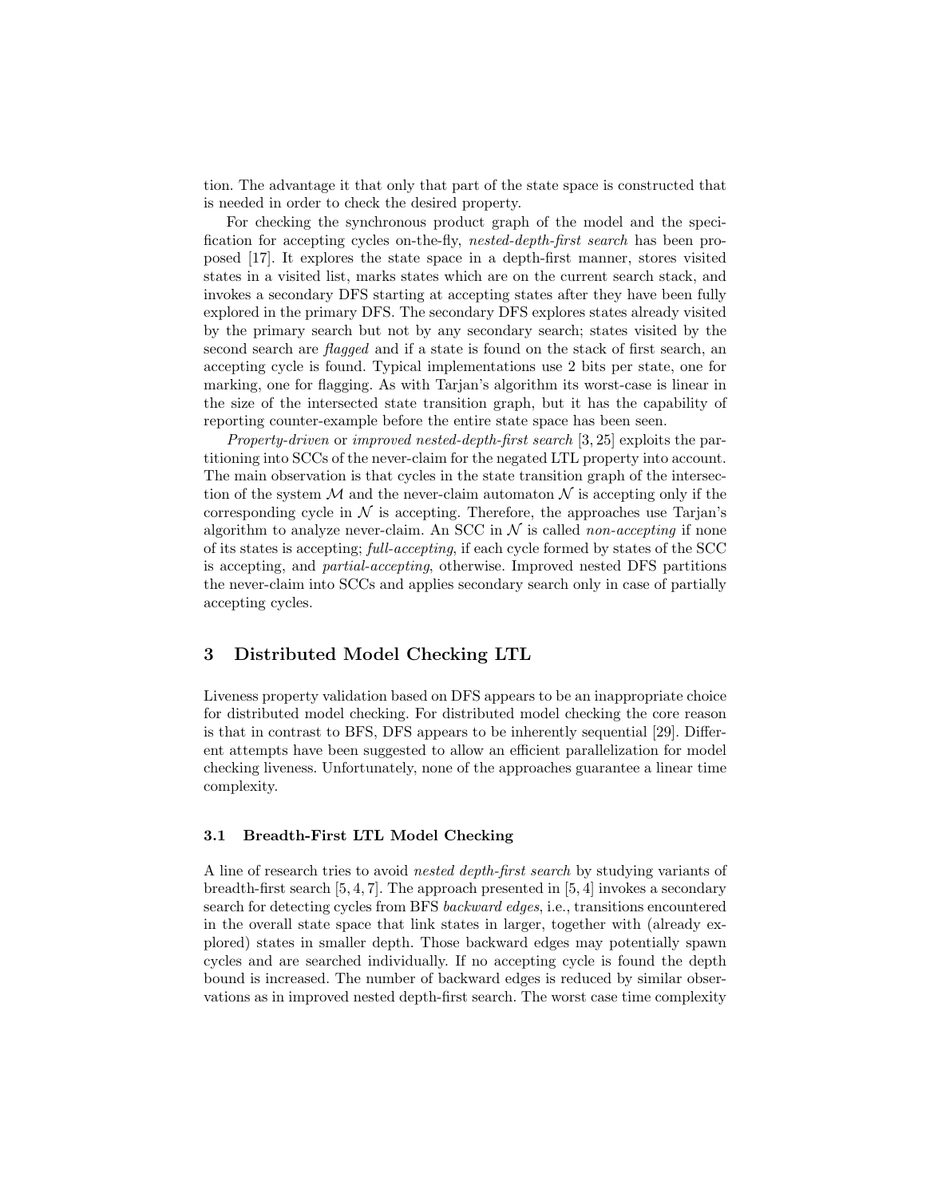tion. The advantage it that only that part of the state space is constructed that is needed in order to check the desired property.

For checking the synchronous product graph of the model and the specification for accepting cycles on-the-fly, *nested-depth-first search* has been proposed [17]. It explores the state space in a depth-first manner, stores visited states in a visited list, marks states which are on the current search stack, and invokes a secondary DFS starting at accepting states after they have been fully explored in the primary DFS. The secondary DFS explores states already visited by the primary search but not by any secondary search; states visited by the second search are *flagged* and if a state is found on the stack of first search, an accepting cycle is found. Typical implementations use 2 bits per state, one for marking, one for flagging. As with Tarjan's algorithm its worst-case is linear in the size of the intersected state transition graph, but it has the capability of reporting counter-example before the entire state space has been seen.

*Property-driven* or *improved nested-depth-first search* [3, 25] exploits the partitioning into SCCs of the never-claim for the negated LTL property into account. The main observation is that cycles in the state transition graph of the intersection of the system $\mathcal{M}$ and the never-claim automaton $\mathcal{N}$ is accepting only if the corresponding cycle in $\mathcal{N}$ is accepting. Therefore, the approaches use Tarjan's algorithm to analyze never-claim. An SCC in $\mathcal{N}$ is called *non-accepting* if none of its states is accepting; *full-accepting*, if each cycle formed by states of the SCC is accepting, and *partial-accepting*, otherwise. Improved nested DFS partitions the never-claim into SCCs and applies secondary search only in case of partially accepting cycles.

## 3 Distributed Model Checking LTL

Liveness property validation based on DFS appears to be an inappropriate choice for distributed model checking. For distributed model checking the core reason is that in contrast to BFS, DFS appears to be inherently sequential [29]. Different attempts have been suggested to allow an efficient parallelization for model checking liveness. Unfortunately, none of the approaches guarantee a linear time complexity.

### 3.1 Breadth-First LTL Model Checking

A line of research tries to avoid *nested depth-first search* by studying variants of breadth-first search [5, 4, 7]. The approach presented in [5, 4] invokes a secondary search for detecting cycles from BFS *backward edges*, i.e., transitions encountered in the overall state space that link states in larger, together with (already explored) states in smaller depth. Those backward edges may potentially spawn cycles and are searched individually. If no accepting cycle is found the depth bound is increased. The number of backward edges is reduced by similar observations as in improved nested depth-first search. The worst case time complexity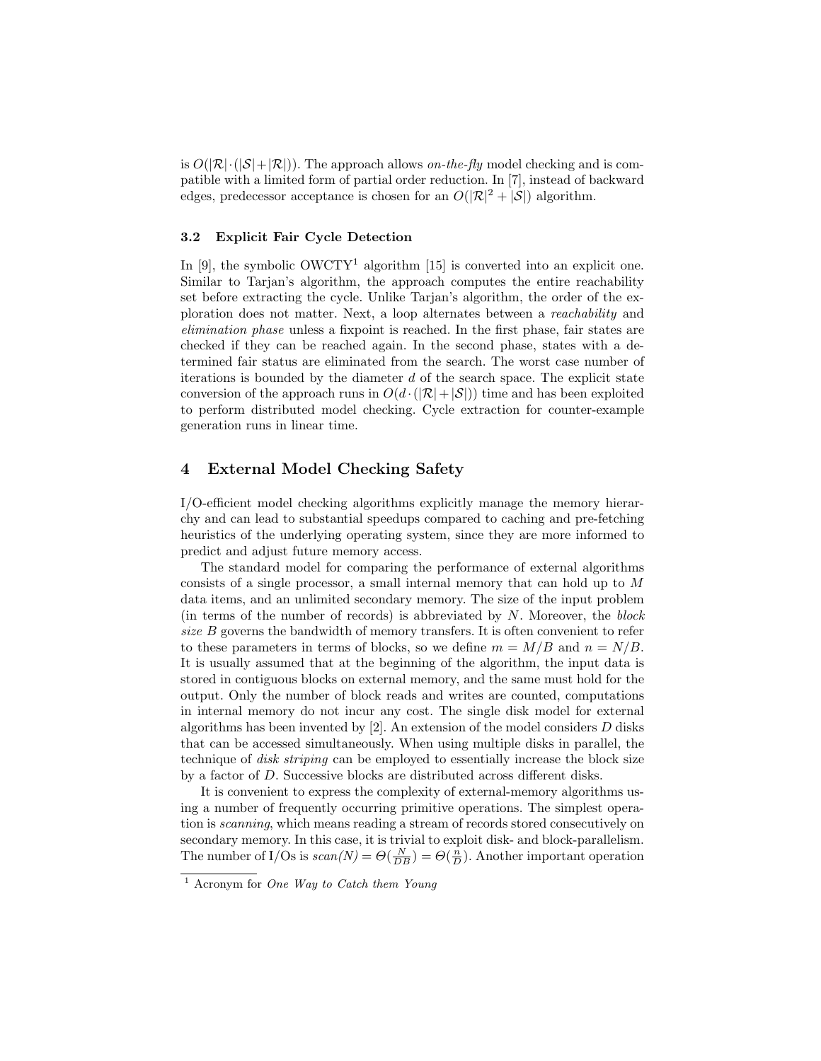is $O(|\mathcal{R}|\cdot(|\mathcal{S}|+|\mathcal{R}|))$. The approach allows *on-the-fly* model checking and is compatible with a limited form of partial order reduction. In [7], instead of backward edges, predecessor acceptance is chosen for an $O(|\mathcal{R}|^2 + |\mathcal{S}|)$ algorithm.

### 3.2 Explicit Fair Cycle Detection

In [9], the symbolic OWCTY[1] algorithm [15] is converted into an explicit one. Similar to Tarjan's algorithm, the approach computes the entire reachability set before extracting the cycle. Unlike Tarjan's algorithm, the order of the exploration does not matter. Next, a loop alternates between a *reachability* and *elimination phase* unless a fixpoint is reached. In the first phase, fair states are checked if they can be reached again. In the second phase, states with a determined fair status are eliminated from the search. The worst case number of iterations is bounded by the diameter $d$ of the search space. The explicit state conversion of the approach runs in $O(d\cdot(|\mathcal{R}|+|\mathcal{S}|))$ time and has been exploited to perform distributed model checking. Cycle extraction for counter-example generation runs in linear time.

## 4 External Model Checking Safety

I/O-efficient model checking algorithms explicitly manage the memory hierarchy and can lead to substantial speedups compared to caching and pre-fetching heuristics of the underlying operating system, since they are more informed to predict and adjust future memory access.

The standard model for comparing the performance of external algorithms consists of a single processor, a small internal memory that can hold up to $M$ data items, and an unlimited secondary memory. The size of the input problem (in terms of the number of records) is abbreviated by $N$. Moreover, the *block size* $B$ governs the bandwidth of memory transfers. It is often convenient to refer to these parameters in terms of blocks, so we define $m = M/B$ and $n = N/B$. It is usually assumed that at the beginning of the algorithm, the input data is stored in contiguous blocks on external memory, and the same must hold for the output. Only the number of block reads and writes are counted, computations in internal memory do not incur any cost. The single disk model for external algorithms has been invented by [2]. An extension of the model considers $D$ disks that can be accessed simultaneously. When using multiple disks in parallel, the technique of *disk striping* can be employed to essentially increase the block size by a factor of $D$. Successive blocks are distributed across different disks.

It is convenient to express the complexity of external-memory algorithms using a number of frequently occurring primitive operations. The simplest operation is *scanning*, which means reading a stream of records stored consecutively on secondary memory. In this case, it is trivial to exploit disk- and block-parallelism. The number of I/Os is *scan(N)* $= \Theta(\frac{N}{DB}) = \Theta(\frac{n}{D})$. Another important operation

[1] Acronym for *One Way to Catch them Young*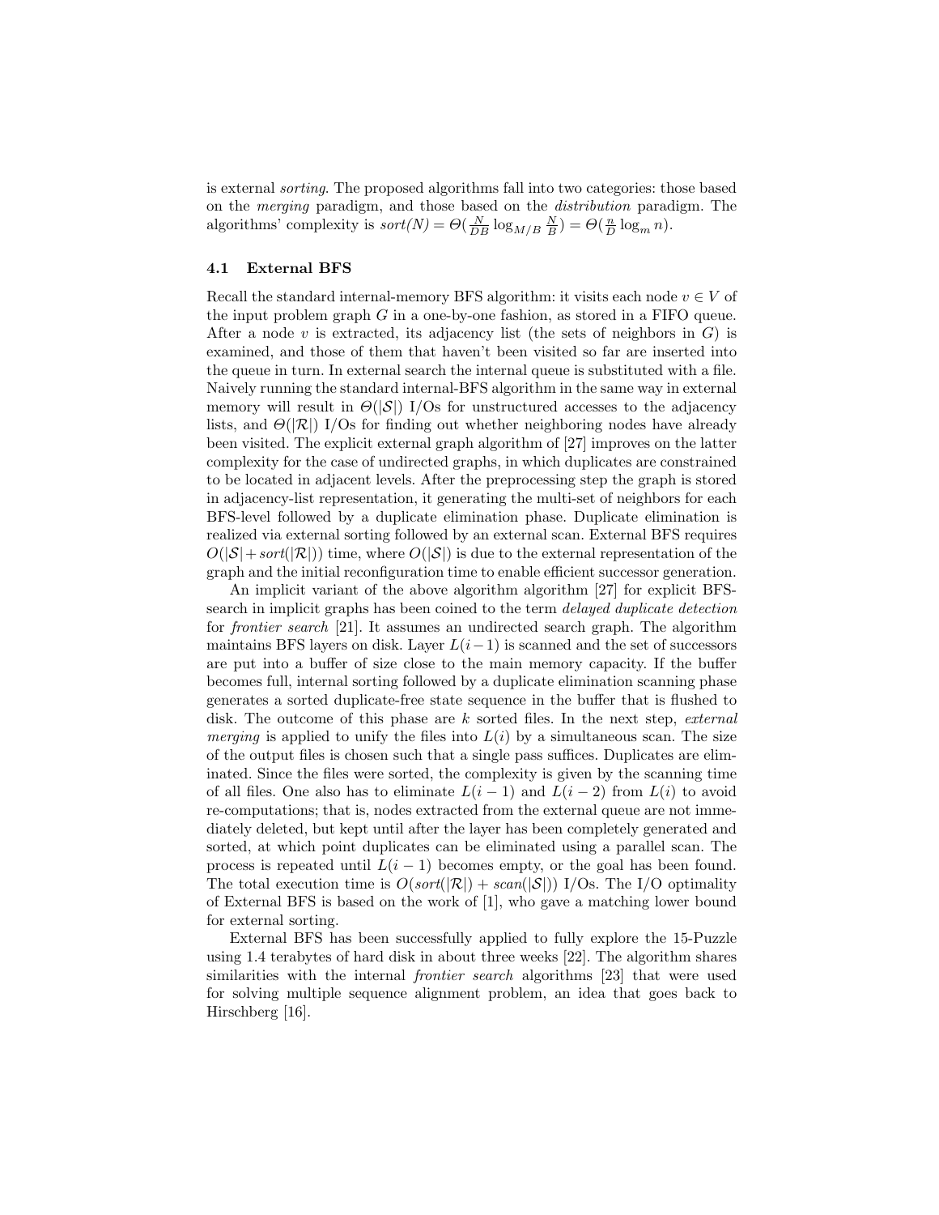is external *sorting*. The proposed algorithms fall into two categories: those based on the *merging* paradigm, and those based on the *distribution* paradigm. The algorithms' complexity is $sort(N) = \Theta(\frac{N}{DB} \log_{M/B} \frac{N}{B}) = \Theta(\frac{n}{D} \log_m n)$.

### 4.1 External BFS

Recall the standard internal-memory BFS algorithm: it visits each node $v \in V$ of the input problem graph $G$ in a one-by-one fashion, as stored in a FIFO queue. After a node $v$ is extracted, its adjacency list (the sets of neighbors in $G$) is examined, and those of them that haven't been visited so far are inserted into the queue in turn. In external search the internal queue is substituted with a file. Naively running the standard internal-BFS algorithm in the same way in external memory will result in $\Theta(|\mathcal{S}|)$ I/Os for unstructured accesses to the adjacency lists, and $\Theta(|\mathcal{R}|)$ I/Os for finding out whether neighboring nodes have already been visited. The explicit external graph algorithm of [27] improves on the latter complexity for the case of undirected graphs, in which duplicates are constrained to be located in adjacent levels. After the preprocessing step the graph is stored in adjacency-list representation, it generating the multi-set of neighbors for each BFS-level followed by a duplicate elimination phase. Duplicate elimination is realized via external sorting followed by an external scan. External BFS requires $O(|\mathcal{S}| + sort(|\mathcal{R}|))$ time, where $O(|\mathcal{S}|)$ is due to the external representation of the graph and the initial reconfiguration time to enable efficient successor generation.

An implicit variant of the above algorithm algorithm [27] for explicit BFS-search in implicit graphs has been coined to the term *delayed duplicate detection* for *frontier search* [21]. It assumes an undirected search graph. The algorithm maintains BFS layers on disk. Layer $L(i-1)$ is scanned and the set of successors are put into a buffer of size close to the main memory capacity. If the buffer becomes full, internal sorting followed by a duplicate elimination scanning phase generates a sorted duplicate-free state sequence in the buffer that is flushed to disk. The outcome of this phase are $k$ sorted files. In the next step, *external merging* is applied to unify the files into $L(i)$ by a simultaneous scan. The size of the output files is chosen such that a single pass suffices. Duplicates are eliminated. Since the files were sorted, the complexity is given by the scanning time of all files. One also has to eliminate $L(i-1)$ and $L(i-2)$ from $L(i)$ to avoid re-computations; that is, nodes extracted from the external queue are not immediately deleted, but kept until after the layer has been completely generated and sorted, at which point duplicates can be eliminated using a parallel scan. The process is repeated until $L(i-1)$ becomes empty, or the goal has been found. The total execution time is $O(sort(|\mathcal{R}|) + scan(|\mathcal{S}|))$ I/Os. The I/O optimality of External BFS is based on the work of [1], who gave a matching lower bound for external sorting.

External BFS has been successfully applied to fully explore the 15-Puzzle using 1.4 terabytes of hard disk in about three weeks [22]. The algorithm shares similarities with the internal *frontier search* algorithms [23] that were used for solving multiple sequence alignment problem, an idea that goes back to Hirschberg [16].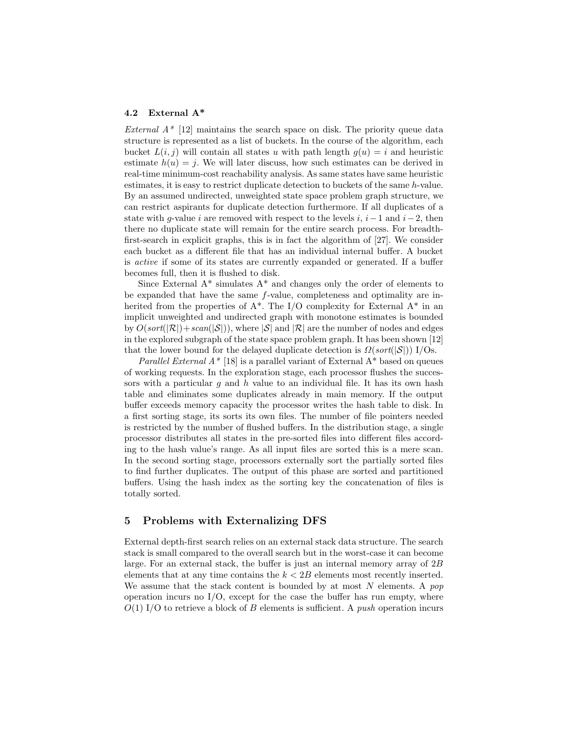### 4.2 External A*

*External A** [12] maintains the search space on disk. The priority queue data structure is represented as a list of buckets. In the course of the algorithm, each bucket $L(i,j)$ will contain all states $u$ with path length $g(u) = i$ and heuristic estimate $h(u) = j$. We will later discuss, how such estimates can be derived in real-time minimum-cost reachability analysis. As same states have same heuristic estimates, it is easy to restrict duplicate detection to buckets of the same $h$-value. By an assumed undirected, unweighted state space problem graph structure, we can restrict aspirants for duplicate detection furthermore. If all duplicates of a state with $g$-value $i$ are removed with respect to the levels $i$, $i-1$ and $i-2$, then there no duplicate state will remain for the entire search process. For breadth-first-search in explicit graphs, this is in fact the algorithm of [27]. We consider each bucket as a different file that has an individual internal buffer. A bucket is *active* if some of its states are currently expanded or generated. If a buffer becomes full, then it is flushed to disk.

Since External A* simulates A* and changes only the order of elements to be expanded that have the same $f$-value, completeness and optimality are inherited from the properties of A*. The I/O complexity for External A* in an implicit unweighted and undirected graph with monotone estimates is bounded by $O(sort(|\mathcal{R}|) + scan(|\mathcal{S}|))$, where $|\mathcal{S}|$ and $|\mathcal{R}|$ are the number of nodes and edges in the explored subgraph of the state space problem graph. It has been shown [12] that the lower bound for the delayed duplicate detection is $\Omega(sort(|\mathcal{S}|))$ I/Os.

*Parallel External A** [18] is a parallel variant of External A* based on queues of working requests. In the exploration stage, each processor flushes the successors with a particular $g$ and $h$ value to an individual file. It has its own hash table and eliminates some duplicates already in main memory. If the output buffer exceeds memory capacity the processor writes the hash table to disk. In a first sorting stage, its sorts its own files. The number of file pointers needed is restricted by the number of flushed buffers. In the distribution stage, a single processor distributes all states in the pre-sorted files into different files according to the hash value's range. As all input files are sorted this is a mere scan. In the second sorting stage, processors externally sort the partially sorted files to find further duplicates. The output of this phase are sorted and partitioned buffers. Using the hash index as the sorting key the concatenation of files is totally sorted.

## 5 Problems with Externalizing DFS

External depth-first search relies on an external stack data structure. The search stack is small compared to the overall search but in the worst-case it can become large. For an external stack, the buffer is just an internal memory array of $2B$ elements that at any time contains the $k < 2B$ elements most recently inserted. We assume that the stack content is bounded by at most $N$ elements. A *pop* operation incurs no I/O, except for the case the buffer has run empty, where $O(1)$ I/O to retrieve a block of $B$ elements is sufficient. A *push* operation incurs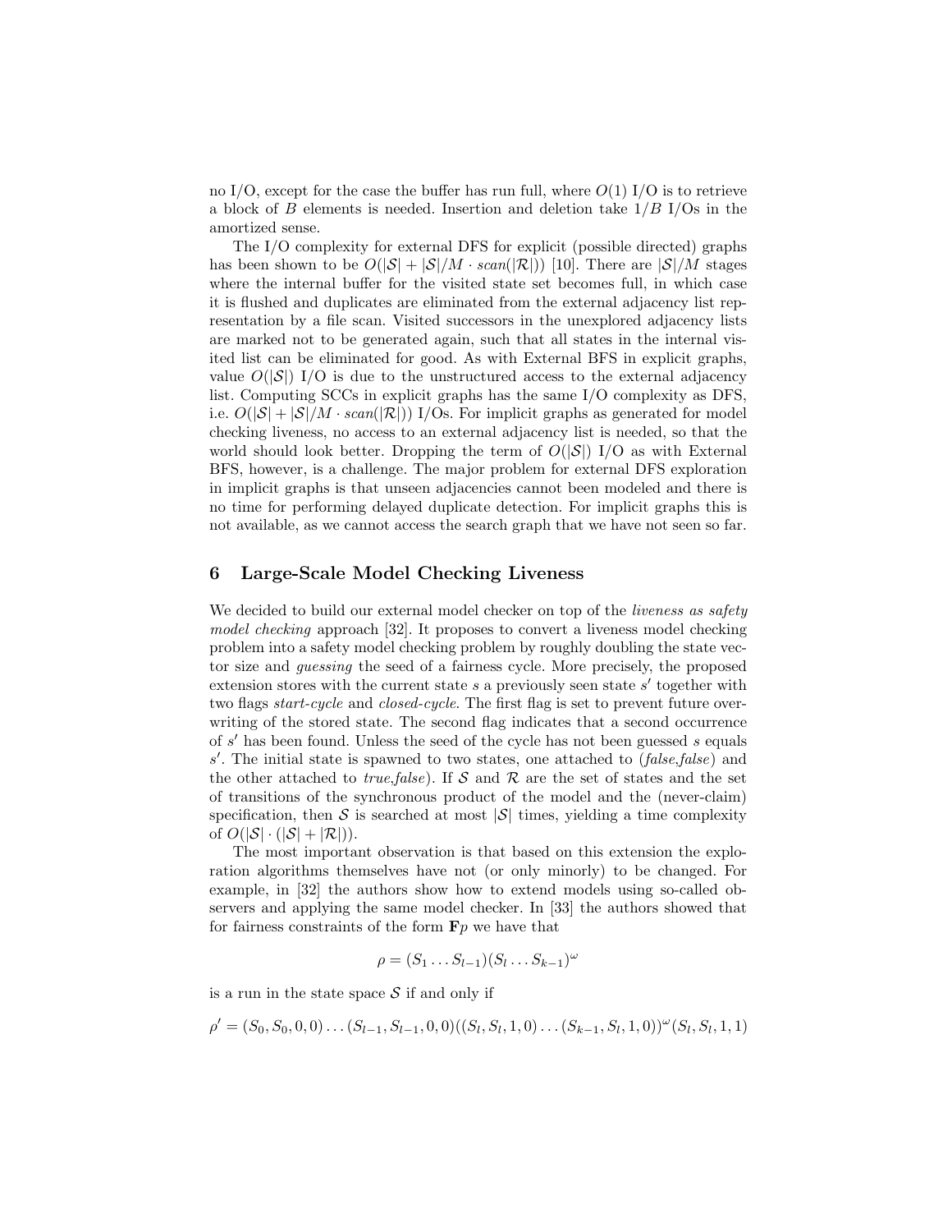no I/O, except for the case the buffer has run full, where $O(1)$ I/O is to retrieve a block of $B$ elements is needed. Insertion and deletion take $1/B$ I/Os in the amortized sense.

The I/O complexity for external DFS for explicit (possible directed) graphs has been shown to be $O(|\mathcal{S}| + |\mathcal{S}|/M \cdot \mathit{scan}(|\mathcal{R}|))$ [10]. There are $|\mathcal{S}|/M$ stages where the internal buffer for the visited state set becomes full, in which case it is flushed and duplicates are eliminated from the external adjacency list representation by a file scan. Visited successors in the unexplored adjacency lists are marked not to be generated again, such that all states in the internal visited list can be eliminated for good. As with External BFS in explicit graphs, value $O(|\mathcal{S}|)$ I/O is due to the unstructured access to the external adjacency list. Computing SCCs in explicit graphs has the same I/O complexity as DFS, i.e. $O(|\mathcal{S}| + |\mathcal{S}|/M \cdot \mathit{scan}(|\mathcal{R}|))$ I/Os. For implicit graphs as generated for model checking liveness, no access to an external adjacency list is needed, so that the world should look better. Dropping the term of $O(|\mathcal{S}|)$ I/O as with External BFS, however, is a challenge. The major problem for external DFS exploration in implicit graphs is that unseen adjacencies cannot been modeled and there is no time for performing delayed duplicate detection. For implicit graphs this is not available, as we cannot access the search graph that we have not seen so far.

## 6 Large-Scale Model Checking Liveness

We decided to build our external model checker on top of the *liveness as safety model checking* approach [32]. It proposes to convert a liveness model checking problem into a safety model checking problem by roughly doubling the state vector size and *guessing* the seed of a fairness cycle. More precisely, the proposed extension stores with the current state $s$ a previously seen state $s'$ together with two flags *start-cycle* and *closed-cycle*. The first flag is set to prevent future overwriting of the stored state. The second flag indicates that a second occurrence of $s'$ has been found. Unless the seed of the cycle has not been guessed $s$ equals $s'$. The initial state is spawned to two states, one attached to (*false*,*false*) and the other attached to *true*,*false*). If $\mathcal{S}$ and $\mathcal{R}$ are the set of states and the set of transitions of the synchronous product of the model and the (never-claim) specification, then $\mathcal{S}$ is searched at most $|\mathcal{S}|$ times, yielding a time complexity of $O(|\mathcal{S}| \cdot (|\mathcal{S}| + |\mathcal{R}|))$.

The most important observation is that based on this extension the exploration algorithms themselves have not (or only minorly) to be changed. For example, in [32] the authors show how to extend models using so-called observers and applying the same model checker. In [33] the authors showed that for fairness constraints of the form $\mathbf{F}p$ we have that

$$\rho = (S_1 \ldots S_{l-1})(S_l \ldots S_{k-1})^{\omega}$$

is a run in the state space $\mathcal{S}$ if and only if

$$\rho' = (S_0, S_0, 0, 0) \ldots (S_{l-1}, S_{l-1}, 0, 0)((S_l, S_l, 1, 0) \ldots (S_{k-1}, S_l, 1, 0))^{\omega}(S_l, S_l, 1, 1)$$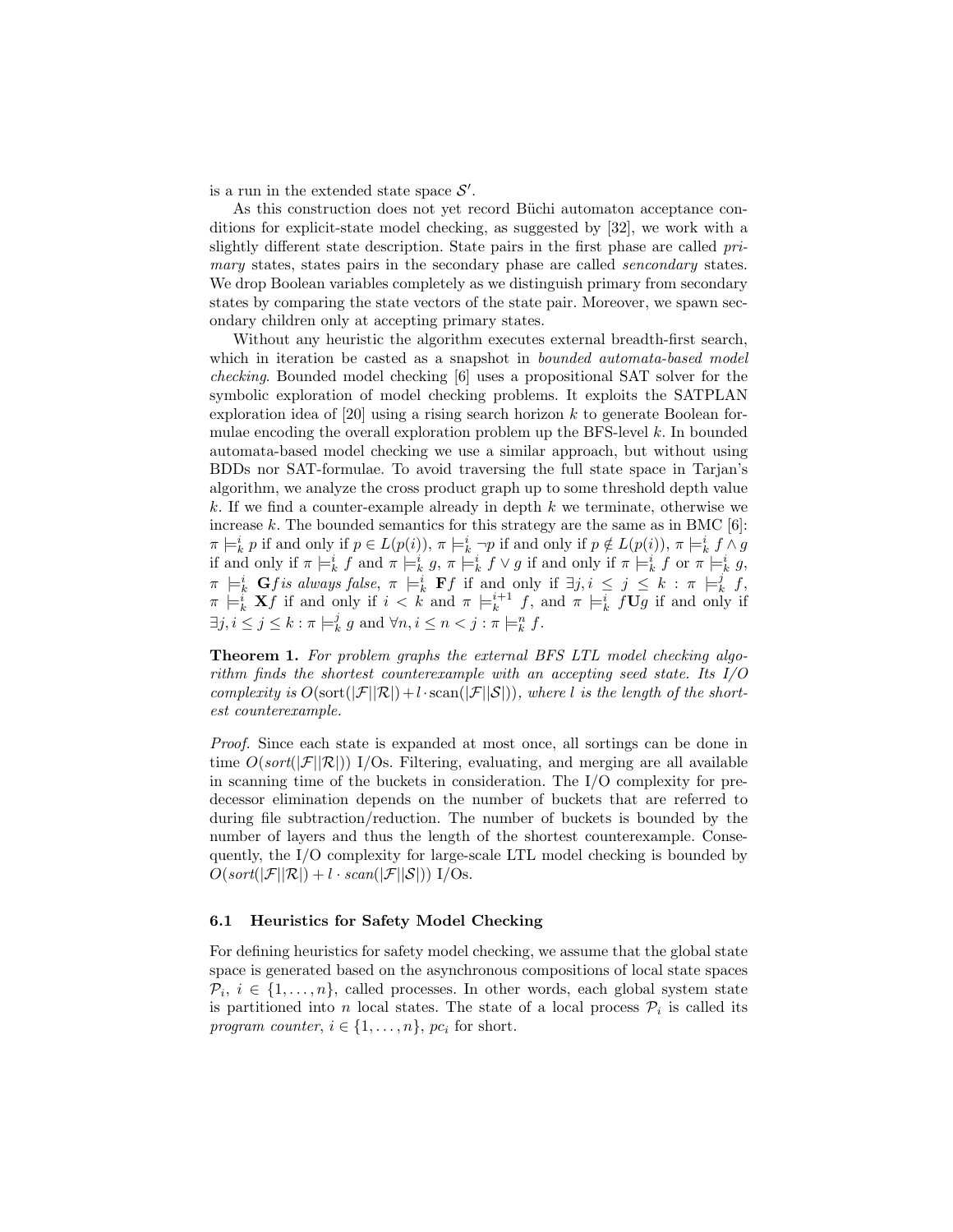is a run in the extended state space $\mathcal{S}'$.

As this construction does not yet record Büchi automaton acceptance conditions for explicit-state model checking, as suggested by [32], we work with a slightly different state description. State pairs in the first phase are called *primary* states, states pairs in the secondary phase are called *sencondary* states. We drop Boolean variables completely as we distinguish primary from secondary states by comparing the state vectors of the state pair. Moreover, we spawn secondary children only at accepting primary states.

Without any heuristic the algorithm executes external breadth-first search, which in iteration be casted as a snapshot in *bounded automata-based model checking*. Bounded model checking [6] uses a propositional SAT solver for the symbolic exploration of model checking problems. It exploits the SATPLAN exploration idea of [20] using a rising search horizon $k$ to generate Boolean formulae encoding the overall exploration problem up the BFS-level $k$. In bounded automata-based model checking we use a similar approach, but without using BDDs nor SAT-formulae. To avoid traversing the full state space in Tarjan's algorithm, we analyze the cross product graph up to some threshold depth value $k$. If we find a counter-example already in depth $k$ we terminate, otherwise we increase $k$. The bounded semantics for this strategy are the same as in BMC [6]: $\pi \models_k^i p$ if and only if $p \in L(p(i))$, $\pi \models_k^i \neg p$ if and only if $p \notin L(p(i))$, $\pi \models_k^i f \wedge g$ if and only if $\pi \models_k^i f$ and $\pi \models_k^i g$, $\pi \models_k^i f \vee g$ if and only if $\pi \models_k^i f$ or $\pi \models_k^i g$, $\pi \models_k^i \mathbf{G}f$ *is always false*, $\pi \models_k^i \mathbf{F}f$ if and only if $\exists j, i \leq j \leq k : \pi \models_k^j f$, $\pi \models_k^i \mathbf{X}f$ if and only if $i < k$ and $\pi \models_k^{i+1} f$, and $\pi \models_k^i f\mathbf{U}g$ if and only if $\exists j, i \leq j \leq k : \pi \models_k^j g$ and $\forall n, i \leq n < j : \pi \models_k^n f$.

**Theorem 1.** *For problem graphs the external BFS LTL model checking algorithm finds the shortest counterexample with an accepting seed state. Its I/O complexity is $O(\text{sort}(|\mathcal{F}||\mathcal{R}|) + l \cdot \text{scan}(|\mathcal{F}||\mathcal{S}|))$, where $l$ is the length of the shortest counterexample.*

*Proof.* Since each state is expanded at most once, all sortings can be done in time $O(sort(|\mathcal{F}||\mathcal{R}|))$ I/Os. Filtering, evaluating, and merging are all available in scanning time of the buckets in consideration. The I/O complexity for predecessor elimination depends on the number of buckets that are referred to during file subtraction/reduction. The number of buckets is bounded by the number of layers and thus the length of the shortest counterexample. Consequently, the I/O complexity for large-scale LTL model checking is bounded by $O(sort(|\mathcal{F}||\mathcal{R}|) + l \cdot scan(|\mathcal{F}||\mathcal{S}|))$ I/Os.

### 6.1 Heuristics for Safety Model Checking

For defining heuristics for safety model checking, we assume that the global state space is generated based on the asynchronous compositions of local state spaces $\mathcal{P}_i$, $i \in \{1, \ldots, n\}$, called processes. In other words, each global system state is partitioned into $n$ local states. The state of a local process $\mathcal{P}_i$ is called its *program counter*, $i \in \{1, \ldots, n\}$, $pc_i$ for short.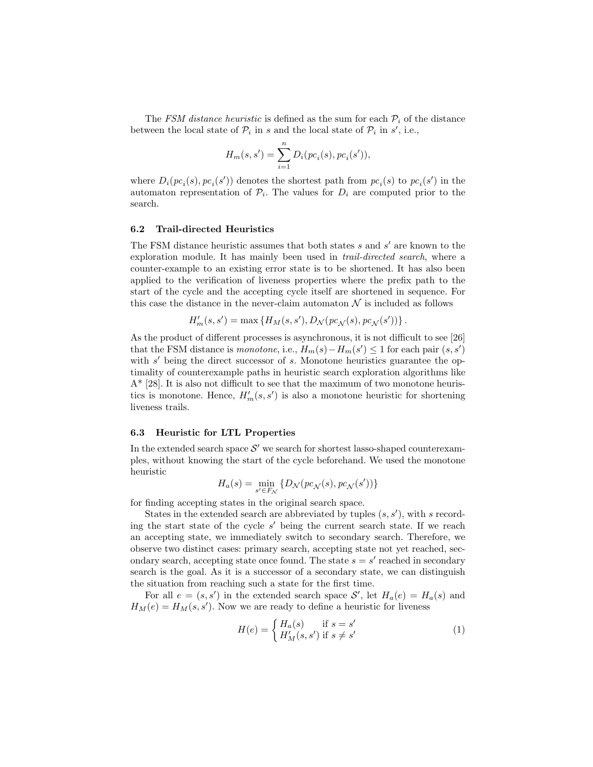The *FSM distance heuristic* is defined as the sum for each $\mathcal{P}_i$ of the distance between the local state of $\mathcal{P}_i$ in $s$ and the local state of $\mathcal{P}_i$ in $s'$, i.e.,

$$H_m(s, s') = \sum_{i=1}^{n} D_i(pc_i(s), pc_i(s')),$$

where $D_i(pc_i(s), pc_i(s'))$ denotes the shortest path from $pc_i(s)$ to $pc_i(s')$ in the automaton representation of $\mathcal{P}_i$. The values for $D_i$ are computed prior to the search.

### 6.2 Trail-directed Heuristics

The FSM distance heuristic assumes that both states $s$ and $s'$ are known to the exploration module. It has mainly been used in *trail-directed search*, where a counter-example to an existing error state is to be shortened. It has also been applied to the verification of liveness properties where the prefix path to the start of the cycle and the accepting cycle itself are shortened in sequence. For this case the distance in the never-claim automaton $\mathcal{N}$ is included as follows

$$H'_m(s, s') = \max\left\{H_M(s, s'), D_{\mathcal{N}}(pc_{\mathcal{N}}(s), pc_{\mathcal{N}}(s'))\right\}.$$

As the product of different processes is asynchronous, it is not difficult to see [26] that the FSM distance is *monotone*, i.e., $H_m(s) - H_m(s') \leq 1$ for each pair $(s, s')$ with $s'$ being the direct successor of $s$. Monotone heuristics guarantee the optimality of counterexample paths in heuristic search exploration algorithms like A* [28]. It is also not difficult to see that the maximum of two monotone heuristics is monotone. Hence, $H'_m(s, s')$ is also a monotone heuristic for shortening liveness trails.

### 6.3 Heuristic for LTL Properties

In the extended search space $\mathcal{S}'$ we search for shortest lasso-shaped counterexamples, without knowing the start of the cycle beforehand. We used the monotone heuristic

$$H_a(s) = \min_{s' \in F_{\mathcal{N}}} \left\{D_{\mathcal{N}}(pc_{\mathcal{N}}(s), pc_{\mathcal{N}}(s'))\right\}$$

for finding accepting states in the original search space.

States in the extended search are abbreviated by tuples $(s, s')$, with $s$ recording the start state of the cycle $s'$ being the current search state. If we reach an accepting state, we immediately switch to secondary search. Therefore, we observe two distinct cases: primary search, accepting state not yet reached, secondary search, accepting state once found. The state $s = s'$ reached in secondary search is the goal. As it is a successor of a secondary state, we can distinguish the situation from reaching such a state for the first time.

For all $e = (s, s')$ in the extended search space $\mathcal{S}'$, let $H_a(e) = H_a(s)$ and $H_M(e) = H_M(s, s')$. Now we are ready to define a heuristic for liveness

$$H(e) = \begin{cases} H_a(s) & \text{if } s = s' \\ H'_M(s, s') & \text{if } s \neq s' \end{cases} \tag{1}$$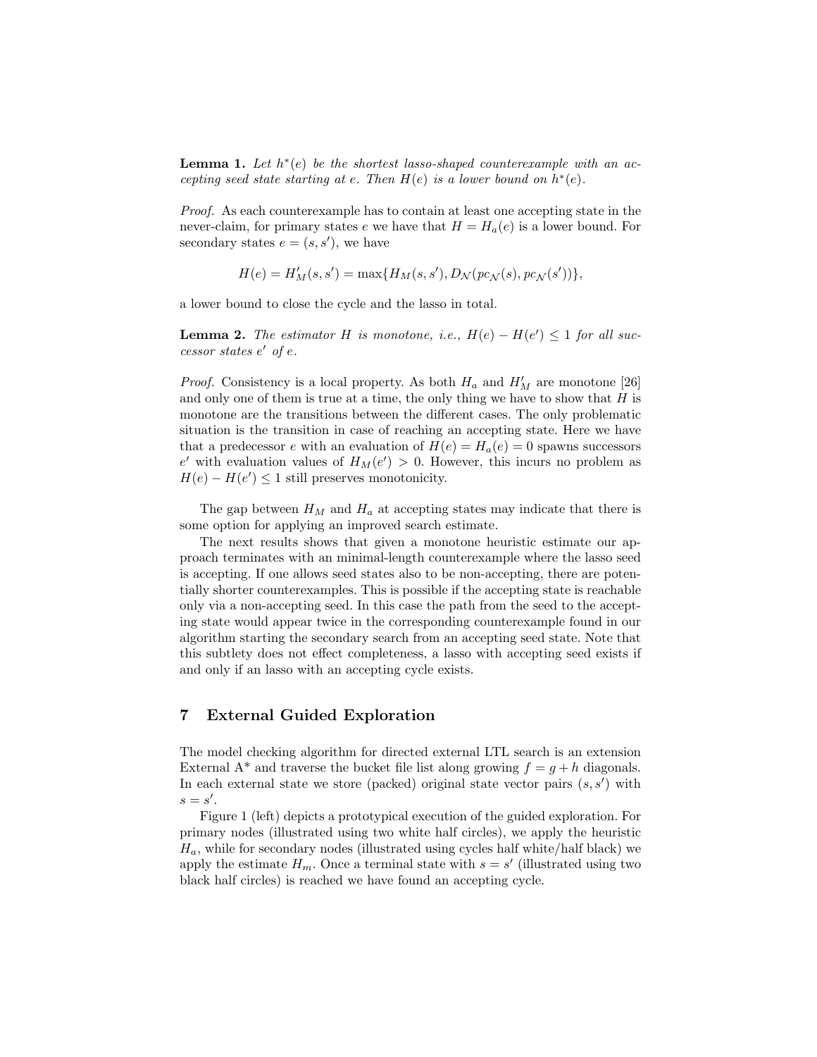**Lemma 1.** *Let $h^*(e)$ be the shortest lasso-shaped counterexample with an accepting seed state starting at $e$. Then $H(e)$ is a lower bound on $h^*(e)$.*

*Proof.* As each counterexample has to contain at least one accepting state in the never-claim, for primary states $e$ we have that $H = H_a(e)$ is a lower bound. For secondary states $e = (s, s')$, we have

$$H(e) = H'_M(s, s') = \max\{H_M(s, s'), D_{\mathcal{N}}(pc_{\mathcal{N}}(s), pc_{\mathcal{N}}(s'))\},$$

a lower bound to close the cycle and the lasso in total.

**Lemma 2.** *The estimator $H$ is monotone, i.e., $H(e) - H(e') \leq 1$ for all successor states $e'$ of $e$.*

*Proof.* Consistency is a local property. As both $H_a$ and $H'_M$ are monotone [26] and only one of them is true at a time, the only thing we have to show that $H$ is monotone are the transitions between the different cases. The only problematic situation is the transition in case of reaching an accepting state. Here we have that a predecessor $e$ with an evaluation of $H(e) = H_a(e) = 0$ spawns successors $e'$ with evaluation values of $H_M(e') > 0$. However, this incurs no problem as $H(e) - H(e') \leq 1$ still preserves monotonicity.

The gap between $H_M$ and $H_a$ at accepting states may indicate that there is some option for applying an improved search estimate.

The next results shows that given a monotone heuristic estimate our approach terminates with an minimal-length counterexample where the lasso seed is accepting. If one allows seed states also to be non-accepting, there are potentially shorter counterexamples. This is possible if the accepting state is reachable only via a non-accepting seed. In this case the path from the seed to the accepting state would appear twice in the corresponding counterexample found in our algorithm starting the secondary search from an accepting seed state. Note that this subtlety does not effect completeness, a lasso with accepting seed exists if and only if an lasso with an accepting cycle exists.

## 7 External Guided Exploration

The model checking algorithm for directed external LTL search is an extension External A* and traverse the bucket file list along growing $f = g + h$ diagonals. In each external state we store (packed) original state vector pairs $(s, s')$ with $s = s'$.

Figure 1 (left) depicts a prototypical execution of the guided exploration. For primary nodes (illustrated using two white half circles), we apply the heuristic $H_a$, while for secondary nodes (illustrated using cycles half white/half black) we apply the estimate $H_m$. Once a terminal state with $s = s'$ (illustrated using two black half circles) is reached we have found an accepting cycle.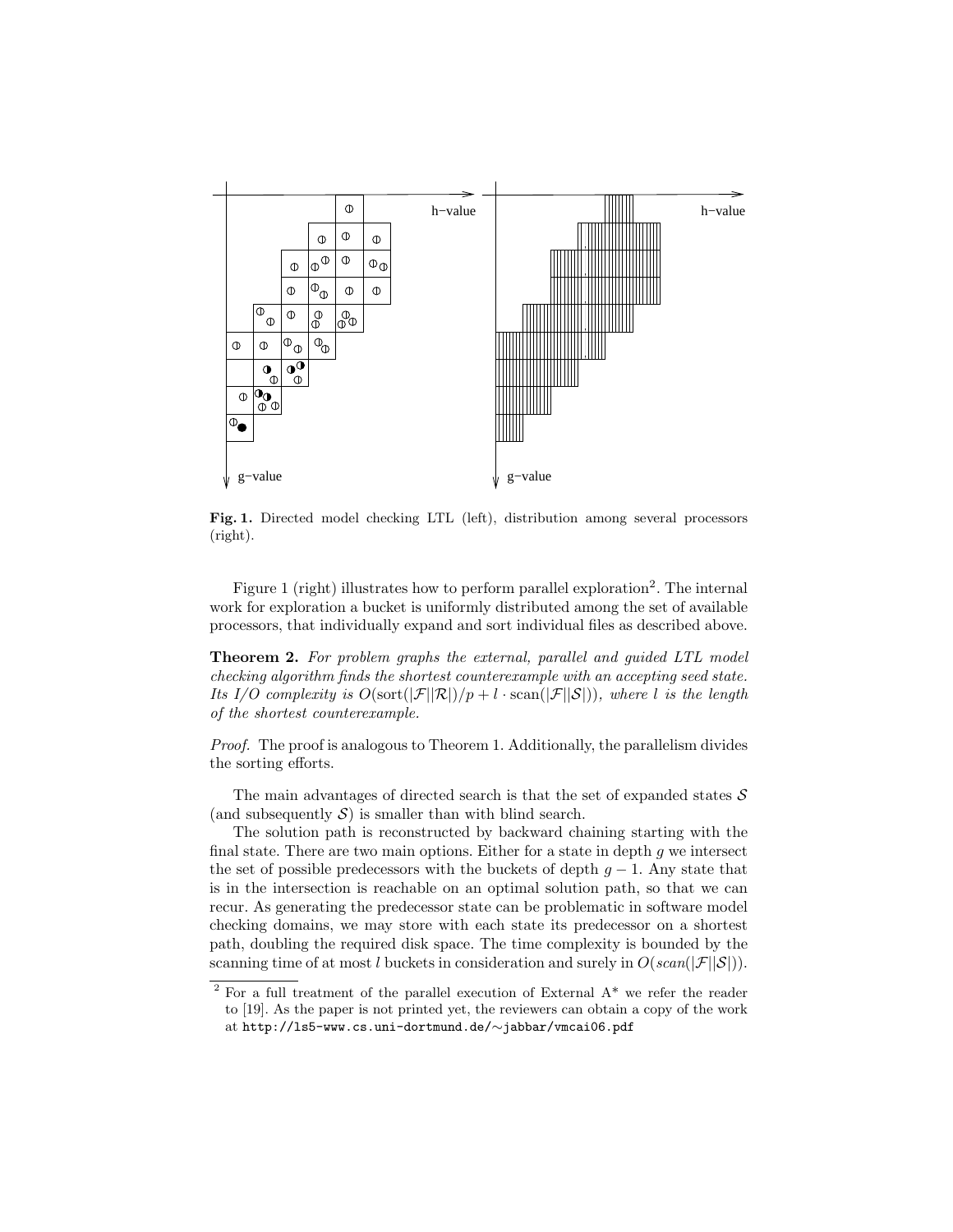**Fig. 1.** Directed model checking LTL (left), distribution among several processors (right).

Figure 1 (right) illustrates how to perform parallel exploration[2]. The internal work for exploration a bucket is uniformly distributed among the set of available processors, that individually expand and sort individual files as described above.

**Theorem 2.** *For problem graphs the external, parallel and guided LTL model checking algorithm finds the shortest counterexample with an accepting seed state. Its I/O complexity is* $O(\text{sort}(|\mathcal{F}||\mathcal{R}|)/p + l \cdot \text{scan}(|\mathcal{F}||\mathcal{S}|))$*, where* $l$ *is the length of the shortest counterexample.*

*Proof.* The proof is analogous to Theorem 1. Additionally, the parallelism divides the sorting efforts.

The main advantages of directed search is that the set of expanded states $\mathcal{S}$ (and subsequently $\mathcal{S}$) is smaller than with blind search.

The solution path is reconstructed by backward chaining starting with the final state. There are two main options. Either for a state in depth $g$ we intersect the set of possible predecessors with the buckets of depth $g-1$. Any state that is in the intersection is reachable on an optimal solution path, so that we can recur. As generating the predecessor state can be problematic in software model checking domains, we may store with each state its predecessor on a shortest path, doubling the required disk space. The time complexity is bounded by the scanning time of at most $l$ buckets in consideration and surely in $O(scan(|\mathcal{F}||\mathcal{S}|))$.

[2] For a full treatment of the parallel execution of External A* we refer the reader to [19]. As the paper is not printed yet, the reviewers can obtain a copy of the work at http://ls5-www.cs.uni-dortmund.de/~jabbar/vmcai06.pdf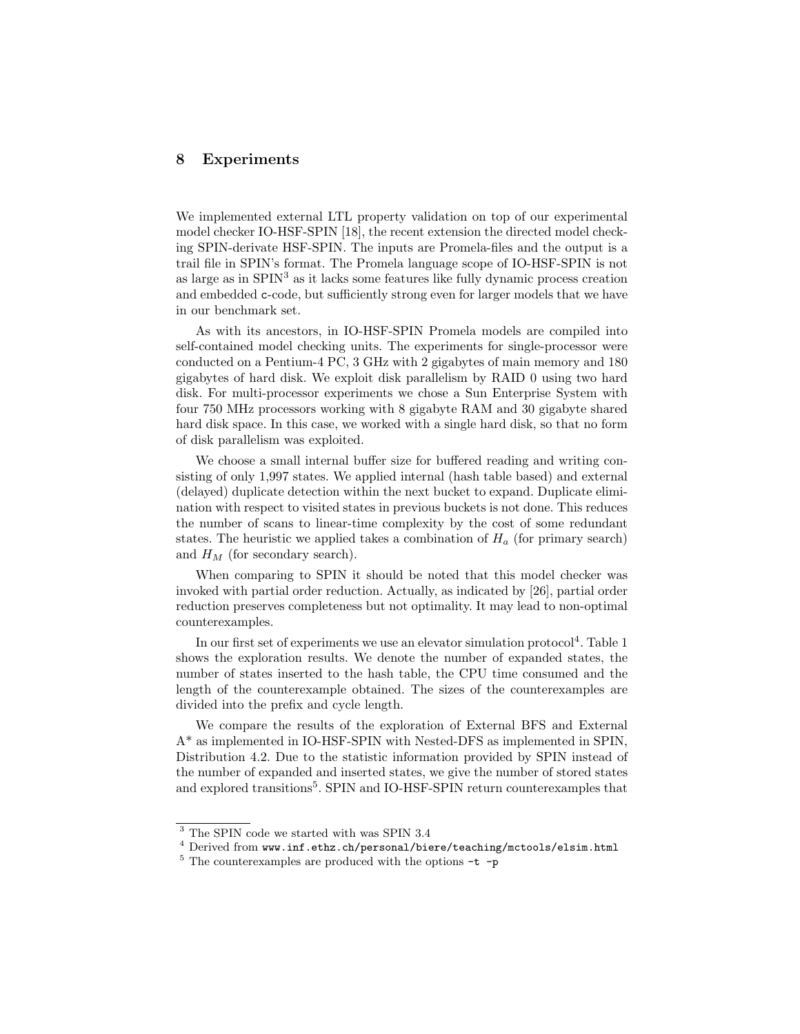## 8 Experiments

We implemented external LTL property validation on top of our experimental model checker IO-HSF-SPIN [18], the recent extension the directed model checking SPIN-derivate HSF-SPIN. The inputs are Promela-files and the output is a trail file in SPIN's format. The Promela language scope of IO-HSF-SPIN is not as large as in SPIN[3] as it lacks some features like fully dynamic process creation and embedded c-code, but sufficiently strong even for larger models that we have in our benchmark set.

As with its ancestors, in IO-HSF-SPIN Promela models are compiled into self-contained model checking units. The experiments for single-processor were conducted on a Pentium-4 PC, 3 GHz with 2 gigabytes of main memory and 180 gigabytes of hard disk. We exploit disk parallelism by RAID 0 using two hard disk. For multi-processor experiments we chose a Sun Enterprise System with four 750 MHz processors working with 8 gigabyte RAM and 30 gigabyte shared hard disk space. In this case, we worked with a single hard disk, so that no form of disk parallelism was exploited.

We choose a small internal buffer size for buffered reading and writing consisting of only 1,997 states. We applied internal (hash table based) and external (delayed) duplicate detection within the next bucket to expand. Duplicate elimination with respect to visited states in previous buckets is not done. This reduces the number of scans to linear-time complexity by the cost of some redundant states. The heuristic we applied takes a combination of $H_a$ (for primary search) and $H_M$ (for secondary search).

When comparing to SPIN it should be noted that this model checker was invoked with partial order reduction. Actually, as indicated by [26], partial order reduction preserves completeness but not optimality. It may lead to non-optimal counterexamples.

In our first set of experiments we use an elevator simulation protocol[4]. Table 1 shows the exploration results. We denote the number of expanded states, the number of states inserted to the hash table, the CPU time consumed and the length of the counterexample obtained. The sizes of the counterexamples are divided into the prefix and cycle length.

We compare the results of the exploration of External BFS and External A* as implemented in IO-HSF-SPIN with Nested-DFS as implemented in SPIN, Distribution 4.2. Due to the statistic information provided by SPIN instead of the number of expanded and inserted states, we give the number of stored states and explored transitions[5]. SPIN and IO-HSF-SPIN return counterexamples that

---

[3] The SPIN code we started with was SPIN 3.4

[4] Derived from `www.inf.ethz.ch/personal/biere/teaching/mctools/elsim.html`

[5] The counterexamples are produced with the options `-t -p`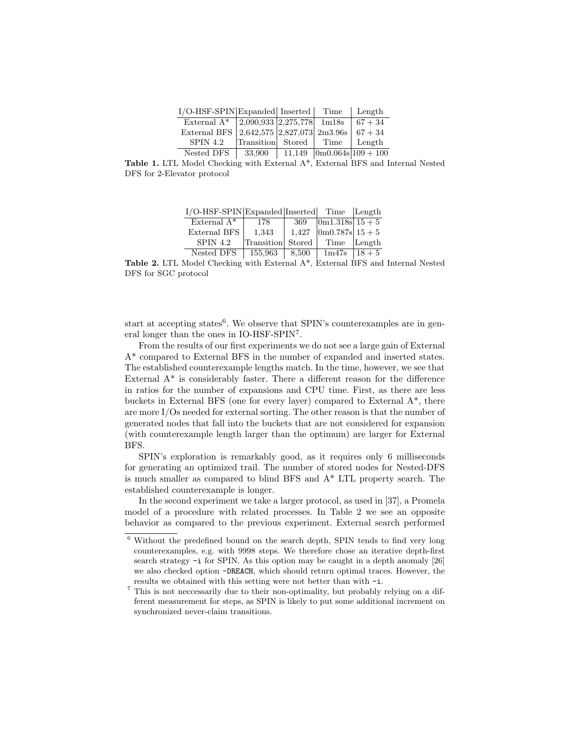| I/O-HSF-SPIN | Expanded | Inserted | Time | Length |
|---|---|---|---|---|
| External A* | 2,090,933 | 2,275,778 | 1m18s | $67 + 34$ |
| External BFS | 2,642,575 | 2,827,073 | 2m3.96s | $67 + 34$ |
| SPIN 4.2 | Transition | Stored | Time | Length |
| Nested DFS | 33,900 | 11,149 | 0m0.064s | $109 + 100$ |

**Table 1.** LTL Model Checking with External A*, External BFS and Internal Nested DFS for 2-Elevator protocol

| I/O-HSF-SPIN | Expanded | Inserted | Time | Length |
|---|---|---|---|---|
| External A* | 178 | 369 | 0m1.318s | $15 + 5$ |
| External BFS | 1,343 | 1,427 | 0m0.787s | $15 + 5$ |
| SPIN 4.2 | Transition | Stored | Time | Length |
| Nested DFS | 155,963 | 8,500 | 1m47s | $18 + 5$ |

**Table 2.** LTL Model Checking with External A*, External BFS and Internal Nested DFS for SGC protocol

start at accepting states[6]. We observe that SPIN's counterexamples are in general longer than the ones in IO-HSF-SPIN[7].

From the results of our first experiments we do not see a large gain of External A* compared to External BFS in the number of expanded and inserted states. The established counterexample lengths match. In the time, however, we see that External A* is considerably faster. There a different reason for the difference in ratios for the number of expansions and CPU time. First, as there are less buckets in External BFS (one for every layer) compared to External A*, there are more I/Os needed for external sorting. The other reason is that the number of generated nodes that fall into the buckets that are not considered for expansion (with counterexample length larger than the optimum) are larger for External BFS.

SPIN's exploration is remarkably good, as it requires only 6 milliseconds for generating an optimized trail. The number of stored nodes for Nested-DFS is much smaller as compared to blind BFS and A* LTL property search. The established counterexample is longer.

In the second experiment we take a larger protocol, as used in [37], a Promela model of a procedure with related processes. In Table 2 we see an opposite behavior as compared to the previous experiment. External search performed

---

[6] Without the predefined bound on the search depth, SPIN tends to find very long counterexamples, e.g. with 9998 steps. We therefore chose an iterative depth-first search strategy `-i` for SPIN. As this option may be caught in a depth anomaly [26] we also checked option `-DREACH`, which should return optimal traces. However, the results we obtained with this setting were not better than with `-i`.

[7] This is not neccessarily due to their non-optimality, but probably relying on a different measurement for steps, as SPIN is likely to put some additional increment on synchronized never-claim transitions.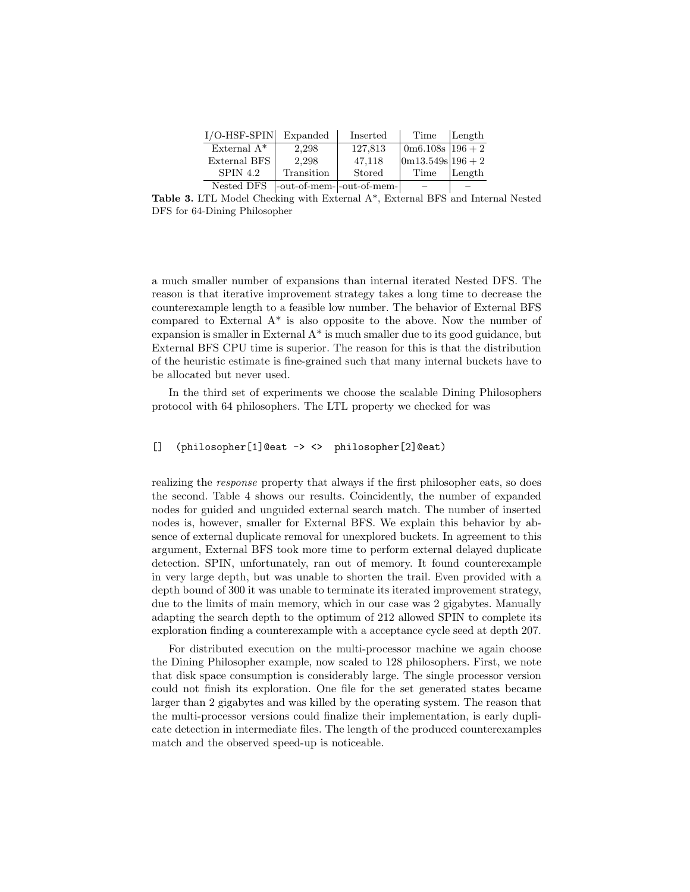| I/O-HSF-SPIN | Expanded | Inserted | Time | Length |
|---|---|---|---|---|
| External A* | 2,298 | 127,813 | 0m6.108s | $196 + 2$ |
| External BFS | 2,298 | 47,118 | 0m13.549s | $196 + 2$ |
| SPIN 4.2 | Transition | Stored | Time | Length |
| Nested DFS | -out-of-mem- | -out-of-mem- | – | – |

**Table 3.** LTL Model Checking with External A*, External BFS and Internal Nested DFS for 64-Dining Philosopher

a much smaller number of expansions than internal iterated Nested DFS. The reason is that iterative improvement strategy takes a long time to decrease the counterexample length to a feasible low number. The behavior of External BFS compared to External A* is also opposite to the above. Now the number of expansion is smaller in External A* is much smaller due to its good guidance, but External BFS CPU time is superior. The reason for this is that the distribution of the heuristic estimate is fine-grained such that many internal buckets have to be allocated but never used.

In the third set of experiments we choose the scalable Dining Philosophers protocol with 64 philosophers. The LTL property we checked for was

```
[]  (philosopher[1]@eat -> <>  philosopher[2]@eat)
```

realizing the *response* property that always if the first philosopher eats, so does the second. Table 4 shows our results. Coincidently, the number of expanded nodes for guided and unguided external search match. The number of inserted nodes is, however, smaller for External BFS. We explain this behavior by absence of external duplicate removal for unexplored buckets. In agreement to this argument, External BFS took more time to perform external delayed duplicate detection. SPIN, unfortunately, ran out of memory. It found counterexample in very large depth, but was unable to shorten the trail. Even provided with a depth bound of 300 it was unable to terminate its iterated improvement strategy, due to the limits of main memory, which in our case was 2 gigabytes. Manually adapting the search depth to the optimum of 212 allowed SPIN to complete its exploration finding a counterexample with a acceptance cycle seed at depth 207.

For distributed execution on the multi-processor machine we again choose the Dining Philosopher example, now scaled to 128 philosophers. First, we note that disk space consumption is considerably large. The single processor version could not finish its exploration. One file for the set generated states became larger than 2 gigabytes and was killed by the operating system. The reason that the multi-processor versions could finalize their implementation, is early duplicate detection in intermediate files. The length of the produced counterexamples match and the observed speed-up is noticeable.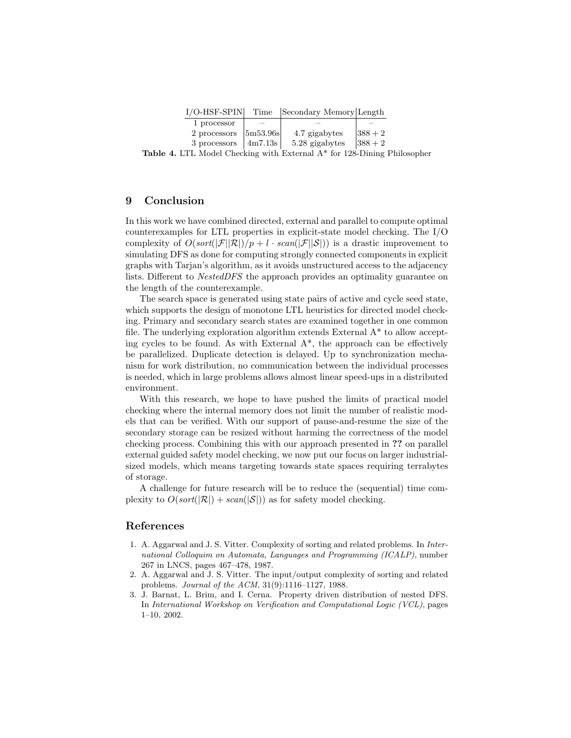| I/O-HSF-SPIN | Time | Secondary Memory | Length |
|---|---|---|---|
| 1 processor | – | – | – |
| 2 processors | 5m53.96s | 4.7 gigabytes | $388 + 2$ |
| 3 processors | 4m7.13s | 5.28 gigabytes | $388 + 2$ |

**Table 4.** LTL Model Checking with External A* for 128-Dining Philosopher

## 9 Conclusion

In this work we have combined directed, external and parallel to compute optimal counterexamples for LTL properties in explicit-state model checking. The I/O complexity of $O(sort(|\mathcal{F}||\mathcal{R}|)/p + l \cdot scan(|\mathcal{F}||\mathcal{S}|))$ is a drastic improvement to simulating DFS as done for computing strongly connected components in explicit graphs with Tarjan's algorithm, as it avoids unstructured access to the adjacency lists. Different to *NestedDFS* the approach provides an optimality guarantee on the length of the counterexample.

The search space is generated using state pairs of active and cycle seed state, which supports the design of monotone LTL heuristics for directed model checking. Primary and secondary search states are examined together in one common file. The underlying exploration algorithm extends External A* to allow accepting cycles to be found. As with External A*, the approach can be effectively be parallelized. Duplicate detection is delayed. Up to synchronization mechanism for work distribution, no communication between the individual processes is needed, which in large problems allows almost linear speed-ups in a distributed environment.

With this research, we hope to have pushed the limits of practical model checking where the internal memory does not limit the number of realistic models that can be verified. With our support of pause-and-resume the size of the secondary storage can be resized without harming the correctness of the model checking process. Combining this with our approach presented in **??** on parallel external guided safety model checking, we now put our focus on larger industrial-sized models, which means targeting towards state spaces requiring terrabytes of storage.

A challenge for future research will be to reduce the (sequential) time complexity to $O(sort(|\mathcal{R}|) + scan(|\mathcal{S}|))$ as for safety model checking.

## References

1. A. Aggarwal and J. S. Vitter. Complexity of sorting and related problems. In *International Colloquim on Automata, Languages and Programming (ICALP)*, number 267 in LNCS, pages 467–478, 1987.
2. A. Aggarwal and J. S. Vitter. The input/output complexity of sorting and related problems. *Journal of the ACM*, 31(9):1116–1127, 1988.
3. J. Barnat, L. Brim, and I. Cerna. Property driven distribution of nested DFS. In *International Workshop on Verification and Computational Logic (VCL)*, pages 1–10, 2002.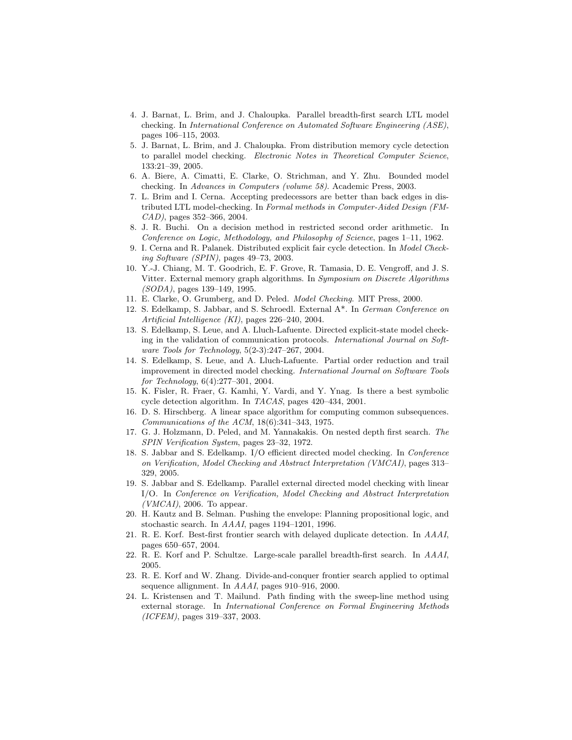4. J. Barnat, L. Brim, and J. Chaloupka. Parallel breadth-first search LTL model checking. In *International Conference on Automated Software Engineering (ASE)*, pages 106–115, 2003.
5. J. Barnat, L. Brim, and J. Chaloupka. From distribution memory cycle detection to parallel model checking. *Electronic Notes in Theoretical Computer Science*, 133:21–39, 2005.
6. A. Biere, A. Cimatti, E. Clarke, O. Strichman, and Y. Zhu. Bounded model checking. In *Advances in Computers (volume 58)*. Academic Press, 2003.
7. L. Brim and I. Cerna. Accepting predecessors are better than back edges in distributed LTL model-checking. In *Formal methods in Computer-Aided Design (FMCAD)*, pages 352–366, 2004.
8. J. R. Buchi. On a decision method in restricted second order arithmetic. In *Conference on Logic, Methodology, and Philosophy of Science*, pages 1–11, 1962.
9. I. Cerna and R. Palanek. Distributed explicit fair cycle detection. In *Model Checking Software (SPIN)*, pages 49–73, 2003.
10. Y.-J. Chiang, M. T. Goodrich, E. F. Grove, R. Tamasia, D. E. Vengroff, and J. S. Vitter. External memory graph algorithms. In *Symposium on Discrete Algorithms (SODA)*, pages 139–149, 1995.
11. E. Clarke, O. Grumberg, and D. Peled. *Model Checking*. MIT Press, 2000.
12. S. Edelkamp, S. Jabbar, and S. Schroedl. External A*. In *German Conference on Artificial Intelligence (KI)*, pages 226–240, 2004.
13. S. Edelkamp, S. Leue, and A. Lluch-Lafuente. Directed explicit-state model checking in the validation of communication protocols. *International Journal on Software Tools for Technology*, 5(2-3):247–267, 2004.
14. S. Edelkamp, S. Leue, and A. Lluch-Lafuente. Partial order reduction and trail improvement in directed model checking. *International Journal on Software Tools for Technology*, 6(4):277–301, 2004.
15. K. Fisler, R. Fraer, G. Kamhi, Y. Vardi, and Y. Ynag. Is there a best symbolic cycle detection algorithm. In *TACAS*, pages 420–434, 2001.
16. D. S. Hirschberg. A linear space algorithm for computing common subsequences. *Communications of the ACM*, 18(6):341–343, 1975.
17. G. J. Holzmann, D. Peled, and M. Yannakakis. On nested depth first search. *The SPIN Verification System*, pages 23–32, 1972.
18. S. Jabbar and S. Edelkamp. I/O efficient directed model checking. In *Conference on Verification, Model Checking and Abstract Interpretation (VMCAI)*, pages 313–329, 2005.
19. S. Jabbar and S. Edelkamp. Parallel external directed model checking with linear I/O. In *Conference on Verification, Model Checking and Abstract Interpretation (VMCAI)*, 2006. To appear.
20. H. Kautz and B. Selman. Pushing the envelope: Planning propositional logic, and stochastic search. In *AAAI*, pages 1194–1201, 1996.
21. R. E. Korf. Best-first frontier search with delayed duplicate detection. In *AAAI*, pages 650–657, 2004.
22. R. E. Korf and P. Schultze. Large-scale parallel breadth-first search. In *AAAI*, 2005.
23. R. E. Korf and W. Zhang. Divide-and-conquer frontier search applied to optimal sequence allignment. In *AAAI*, pages 910–916, 2000.
24. L. Kristensen and T. Mailund. Path finding with the sweep-line method using external storage. In *International Conference on Formal Engineering Methods (ICFEM)*, pages 319–337, 2003.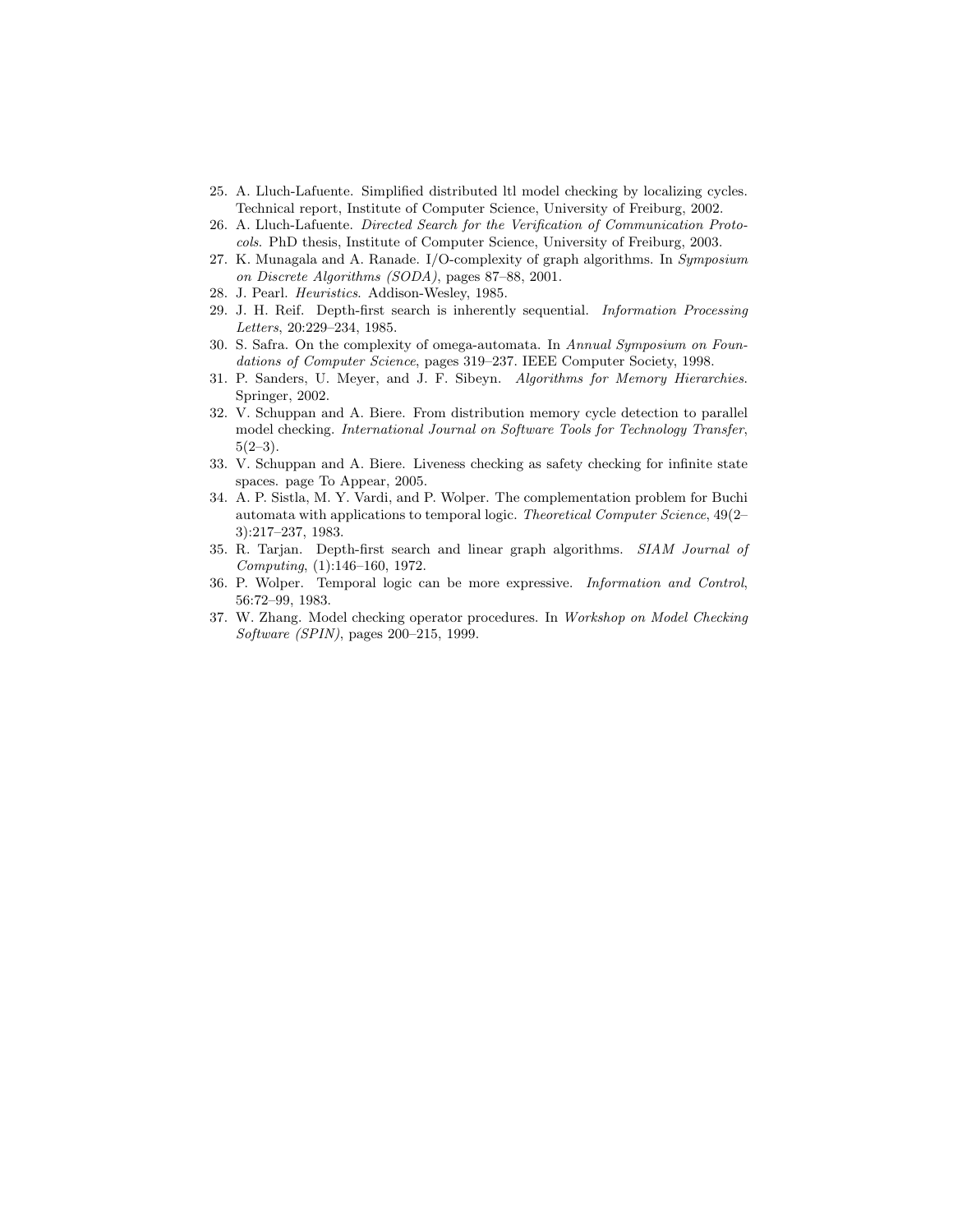25. A. Lluch-Lafuente. Simplified distributed ltl model checking by localizing cycles. Technical report, Institute of Computer Science, University of Freiburg, 2002.
26. A. Lluch-Lafuente. *Directed Search for the Verification of Communication Protocols*. PhD thesis, Institute of Computer Science, University of Freiburg, 2003.
27. K. Munagala and A. Ranade. I/O-complexity of graph algorithms. In *Symposium on Discrete Algorithms (SODA)*, pages 87–88, 2001.
28. J. Pearl. *Heuristics*. Addison-Wesley, 1985.
29. J. H. Reif. Depth-first search is inherently sequential. *Information Processing Letters*, 20:229–234, 1985.
30. S. Safra. On the complexity of omega-automata. In *Annual Symposium on Foundations of Computer Science*, pages 319–237. IEEE Computer Society, 1998.
31. P. Sanders, U. Meyer, and J. F. Sibeyn. *Algorithms for Memory Hierarchies*. Springer, 2002.
32. V. Schuppan and A. Biere. From distribution memory cycle detection to parallel model checking. *International Journal on Software Tools for Technology Transfer*, 5(2–3).
33. V. Schuppan and A. Biere. Liveness checking as safety checking for infinite state spaces. page To Appear, 2005.
34. A. P. Sistla, M. Y. Vardi, and P. Wolper. The complementation problem for Buchi automata with applications to temporal logic. *Theoretical Computer Science*, 49(2–3):217–237, 1983.
35. R. Tarjan. Depth-first search and linear graph algorithms. *SIAM Journal of Computing*, (1):146–160, 1972.
36. P. Wolper. Temporal logic can be more expressive. *Information and Control*, 56:72–99, 1983.
37. W. Zhang. Model checking operator procedures. In *Workshop on Model Checking Software (SPIN)*, pages 200–215, 1999.